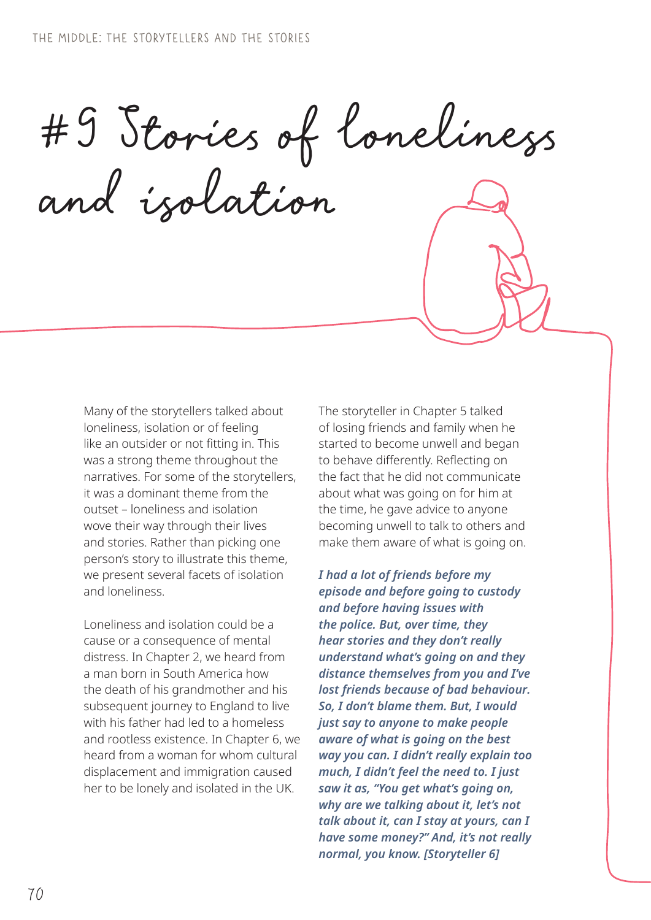# #9 Stories of loneliness and isolation

Many of the storytellers talked about loneliness, isolation or of feeling like an outsider or not fitting in. This was a strong theme throughout the narratives. For some of the storytellers, it was a dominant theme from the outset – loneliness and isolation wove their way through their lives and stories. Rather than picking one person's story to illustrate this theme, we present several facets of isolation and loneliness.

Loneliness and isolation could be a cause or a consequence of mental distress. In Chapter 2, we heard from a man born in South America how the death of his grandmother and his subsequent journey to England to live with his father had led to a homeless and rootless existence. In Chapter 6, we heard from a woman for whom cultural displacement and immigration caused her to be lonely and isolated in the UK.

The storyteller in Chapter 5 talked of losing friends and family when he started to become unwell and began to behave differently. Reflecting on the fact that he did not communicate about what was going on for him at the time, he gave advice to anyone becoming unwell to talk to others and make them aware of what is going on.

***I had a lot of friends before my episode and before going to custody and before having issues with the police. But, over time, they hear stories and they don't really understand what's going on and they distance themselves from you and I've lost friends because of bad behaviour. So, I don't blame them. But, I would just say to anyone to make people aware of what is going on the best way you can. I didn't really explain too much, I didn't feel the need to. I just saw it as, "You get what's going on, why are we talking about it, let's not talk about it, can I stay at yours, can I have some money?" And, it's not really normal, you know. [Storyteller 6]***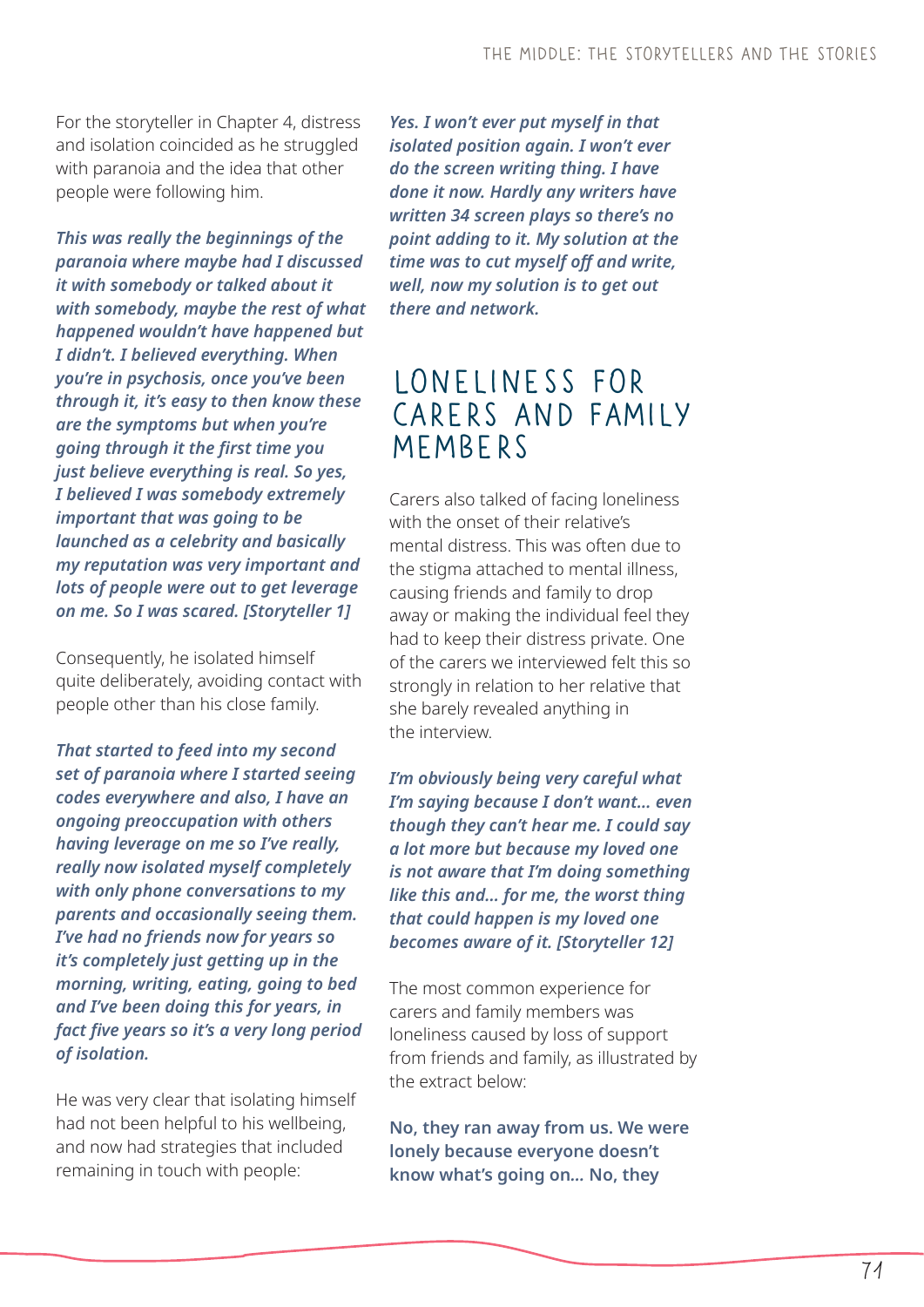For the storyteller in Chapter 4, distress and isolation coincided as he struggled with paranoia and the idea that other people were following him.

***This was really the beginnings of the paranoia where maybe had I discussed it with somebody or talked about it with somebody, maybe the rest of what happened wouldn't have happened but I didn't. I believed everything. When you're in psychosis, once you've been through it, it's easy to then know these are the symptoms but when you're going through it the first time you just believe everything is real. So yes, I believed I was somebody extremely important that was going to be launched as a celebrity and basically my reputation was very important and lots of people were out to get leverage on me. So I was scared. [Storyteller 1]***

Consequently, he isolated himself quite deliberately, avoiding contact with people other than his close family.

***That started to feed into my second set of paranoia where I started seeing codes everywhere and also, I have an ongoing preoccupation with others having leverage on me so I've really, really now isolated myself completely with only phone conversations to my parents and occasionally seeing them. I've had no friends now for years so it's completely just getting up in the morning, writing, eating, going to bed and I've been doing this for years, in fact five years so it's a very long period of isolation.***

He was very clear that isolating himself had not been helpful to his wellbeing, and now had strategies that included remaining in touch with people:

***Yes. I won't ever put myself in that isolated position again. I won't ever do the screen writing thing. I have done it now. Hardly any writers have written 34 screen plays so there's no point adding to it. My solution at the time was to cut myself off and write, well, now my solution is to get out there and network.***

## LONELINESS FOR CARERS AND FAMILY MEMBERS

Carers also talked of facing loneliness with the onset of their relative's mental distress. This was often due to the stigma attached to mental illness, causing friends and family to drop away or making the individual feel they had to keep their distress private. One of the carers we interviewed felt this so strongly in relation to her relative that she barely revealed anything in the interview.

***I'm obviously being very careful what I'm saying because I don't want... even though they can't hear me. I could say a lot more but because my loved one is not aware that I'm doing something like this and... for me, the worst thing that could happen is my loved one becomes aware of it. [Storyteller 12]***

The most common experience for carers and family members was loneliness caused by loss of support from friends and family, as illustrated by the extract below:

**No, they ran away from us. We were lonely because everyone doesn't know what's going on... No, they**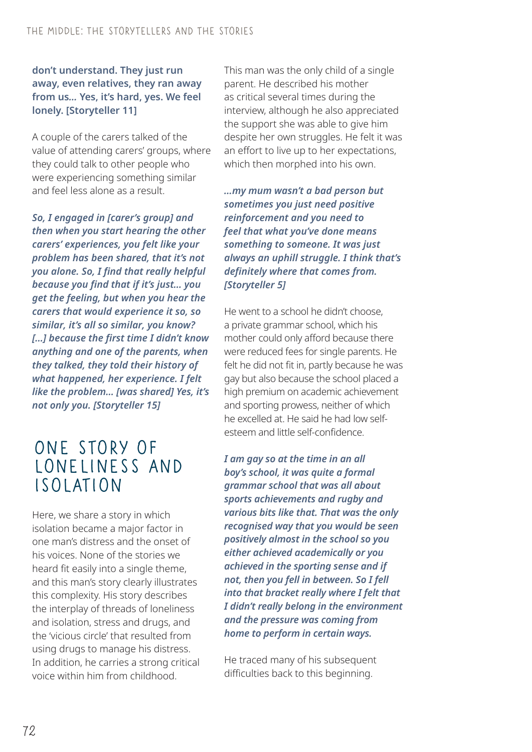**don't understand. They just run away, even relatives, they ran away from us... Yes, it's hard, yes. We feel lonely. [Storyteller 11]**

A couple of the carers talked of the value of attending carers' groups, where they could talk to other people who were experiencing something similar and feel less alone as a result.

***So, I engaged in [carer's group] and then when you start hearing the other carers' experiences, you felt like your problem has been shared, that it's not you alone. So, I find that really helpful because you find that if it's just... you get the feeling, but when you hear the carers that would experience it so, so similar, it's all so similar, you know? [...] because the first time I didn't know anything and one of the parents, when they talked, they told their history of what happened, her experience. I felt like the problem... [was shared] Yes, it's not only you. [Storyteller 15]***

## ONE STORY OF LONELINESS AND ISOLATION

Here, we share a story in which isolation became a major factor in one man's distress and the onset of his voices. None of the stories we heard fit easily into a single theme, and this man's story clearly illustrates this complexity. His story describes the interplay of threads of loneliness and isolation, stress and drugs, and the 'vicious circle' that resulted from using drugs to manage his distress. In addition, he carries a strong critical voice within him from childhood.

This man was the only child of a single parent. He described his mother as critical several times during the interview, although he also appreciated the support she was able to give him despite her own struggles. He felt it was an effort to live up to her expectations, which then morphed into his own.

***...my mum wasn't a bad person but sometimes you just need positive reinforcement and you need to feel that what you've done means something to someone. It was just always an uphill struggle. I think that's definitely where that comes from. [Storyteller 5]***

He went to a school he didn't choose, a private grammar school, which his mother could only afford because there were reduced fees for single parents. He felt he did not fit in, partly because he was gay but also because the school placed a high premium on academic achievement and sporting prowess, neither of which he excelled at. He said he had low self-esteem and little self-confidence.

***I am gay so at the time in an all boy's school, it was quite a formal grammar school that was all about sports achievements and rugby and various bits like that. That was the only recognised way that you would be seen positively almost in the school so you either achieved academically or you achieved in the sporting sense and if not, then you fell in between. So I fell into that bracket really where I felt that I didn't really belong in the environment and the pressure was coming from home to perform in certain ways.***

He traced many of his subsequent difficulties back to this beginning.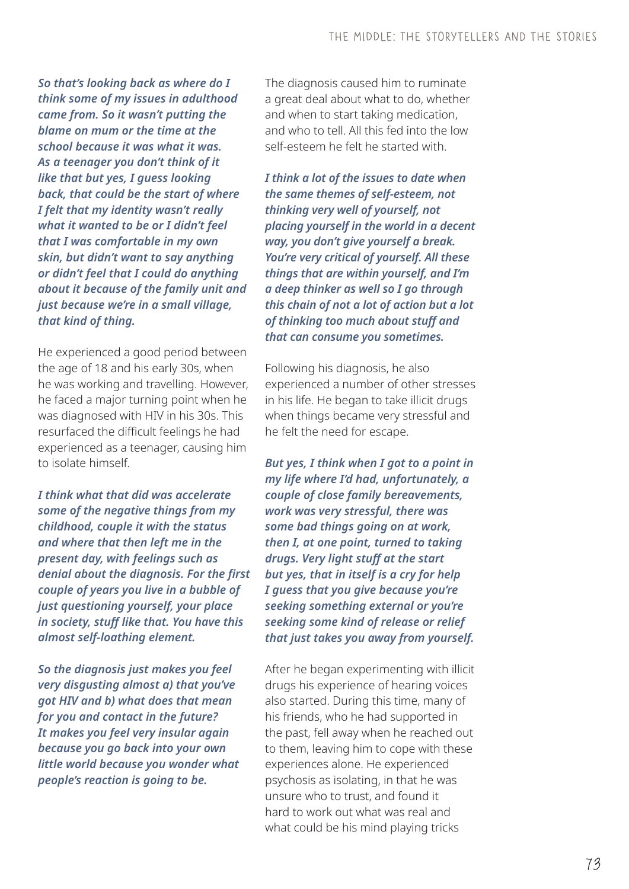***So that's looking back as where do I think some of my issues in adulthood came from. So it wasn't putting the blame on mum or the time at the school because it was what it was. As a teenager you don't think of it like that but yes, I guess looking back, that could be the start of where I felt that my identity wasn't really what it wanted to be or I didn't feel that I was comfortable in my own skin, but didn't want to say anything or didn't feel that I could do anything about it because of the family unit and just because we're in a small village, that kind of thing.***

He experienced a good period between the age of 18 and his early 30s, when he was working and travelling. However, he faced a major turning point when he was diagnosed with HIV in his 30s. This resurfaced the difficult feelings he had experienced as a teenager, causing him to isolate himself.

***I think what that did was accelerate some of the negative things from my childhood, couple it with the status and where that then left me in the present day, with feelings such as denial about the diagnosis. For the first couple of years you live in a bubble of just questioning yourself, your place in society, stuff like that. You have this almost self-loathing element.***

***So the diagnosis just makes you feel very disgusting almost a) that you've got HIV and b) what does that mean for you and contact in the future? It makes you feel very insular again because you go back into your own little world because you wonder what people's reaction is going to be.***

The diagnosis caused him to ruminate a great deal about what to do, whether and when to start taking medication, and who to tell. All this fed into the low self-esteem he felt he started with.

***I think a lot of the issues to date when the same themes of self-esteem, not thinking very well of yourself, not placing yourself in the world in a decent way, you don't give yourself a break. You're very critical of yourself. All these things that are within yourself, and I'm a deep thinker as well so I go through this chain of not a lot of action but a lot of thinking too much about stuff and that can consume you sometimes.***

Following his diagnosis, he also experienced a number of other stresses in his life. He began to take illicit drugs when things became very stressful and he felt the need for escape.

***But yes, I think when I got to a point in my life where I'd had, unfortunately, a couple of close family bereavements, work was very stressful, there was some bad things going on at work, then I, at one point, turned to taking drugs. Very light stuff at the start but yes, that in itself is a cry for help I guess that you give because you're seeking something external or you're seeking some kind of release or relief that just takes you away from yourself.***

After he began experimenting with illicit drugs his experience of hearing voices also started. During this time, many of his friends, who he had supported in the past, fell away when he reached out to them, leaving him to cope with these experiences alone. He experienced psychosis as isolating, in that he was unsure who to trust, and found it hard to work out what was real and what could be his mind playing tricks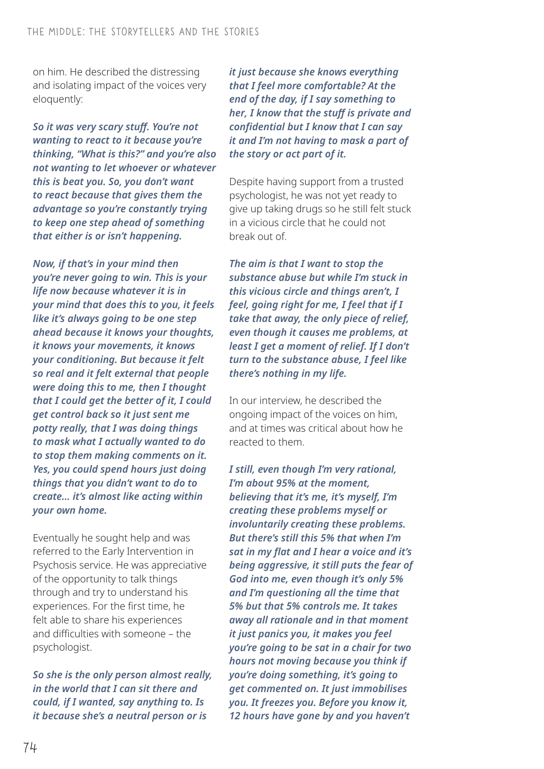on him. He described the distressing and isolating impact of the voices very eloquently:

***So it was very scary stuff. You're not wanting to react to it because you're thinking, "What is this?" and you're also not wanting to let whoever or whatever this is beat you. So, you don't want to react because that gives them the advantage so you're constantly trying to keep one step ahead of something that either is or isn't happening.***

***Now, if that's in your mind then you're never going to win. This is your life now because whatever it is in your mind that does this to you, it feels like it's always going to be one step ahead because it knows your thoughts, it knows your movements, it knows your conditioning. But because it felt so real and it felt external that people were doing this to me, then I thought that I could get the better of it, I could get control back so it just sent me potty really, that I was doing things to mask what I actually wanted to do to stop them making comments on it. Yes, you could spend hours just doing things that you didn't want to do to create… it's almost like acting within your own home.***

Eventually he sought help and was referred to the Early Intervention in Psychosis service. He was appreciative of the opportunity to talk things through and try to understand his experiences. For the first time, he felt able to share his experiences and difficulties with someone – the psychologist.

***So she is the only person almost really, in the world that I can sit there and could, if I wanted, say anything to. Is it because she's a neutral person or is it just because she knows everything that I feel more comfortable? At the end of the day, if I say something to her, I know that the stuff is private and confidential but I know that I can say it and I'm not having to mask a part of the story or act part of it.***

Despite having support from a trusted psychologist, he was not yet ready to give up taking drugs so he still felt stuck in a vicious circle that he could not break out of.

***The aim is that I want to stop the substance abuse but while I'm stuck in this vicious circle and things aren't, I feel, going right for me, I feel that if I take that away, the only piece of relief, even though it causes me problems, at least I get a moment of relief. If I don't turn to the substance abuse, I feel like there's nothing in my life.***

In our interview, he described the ongoing impact of the voices on him, and at times was critical about how he reacted to them.

***I still, even though I'm very rational, I'm about 95% at the moment, believing that it's me, it's myself, I'm creating these problems myself or involuntarily creating these problems. But there's still this 5% that when I'm sat in my flat and I hear a voice and it's being aggressive, it still puts the fear of God into me, even though it's only 5% and I'm questioning all the time that 5% but that 5% controls me. It takes away all rationale and in that moment it just panics you, it makes you feel you're going to be sat in a chair for two hours not moving because you think if you're doing something, it's going to get commented on. It just immobilises you. It freezes you. Before you know it, 12 hours have gone by and you haven't***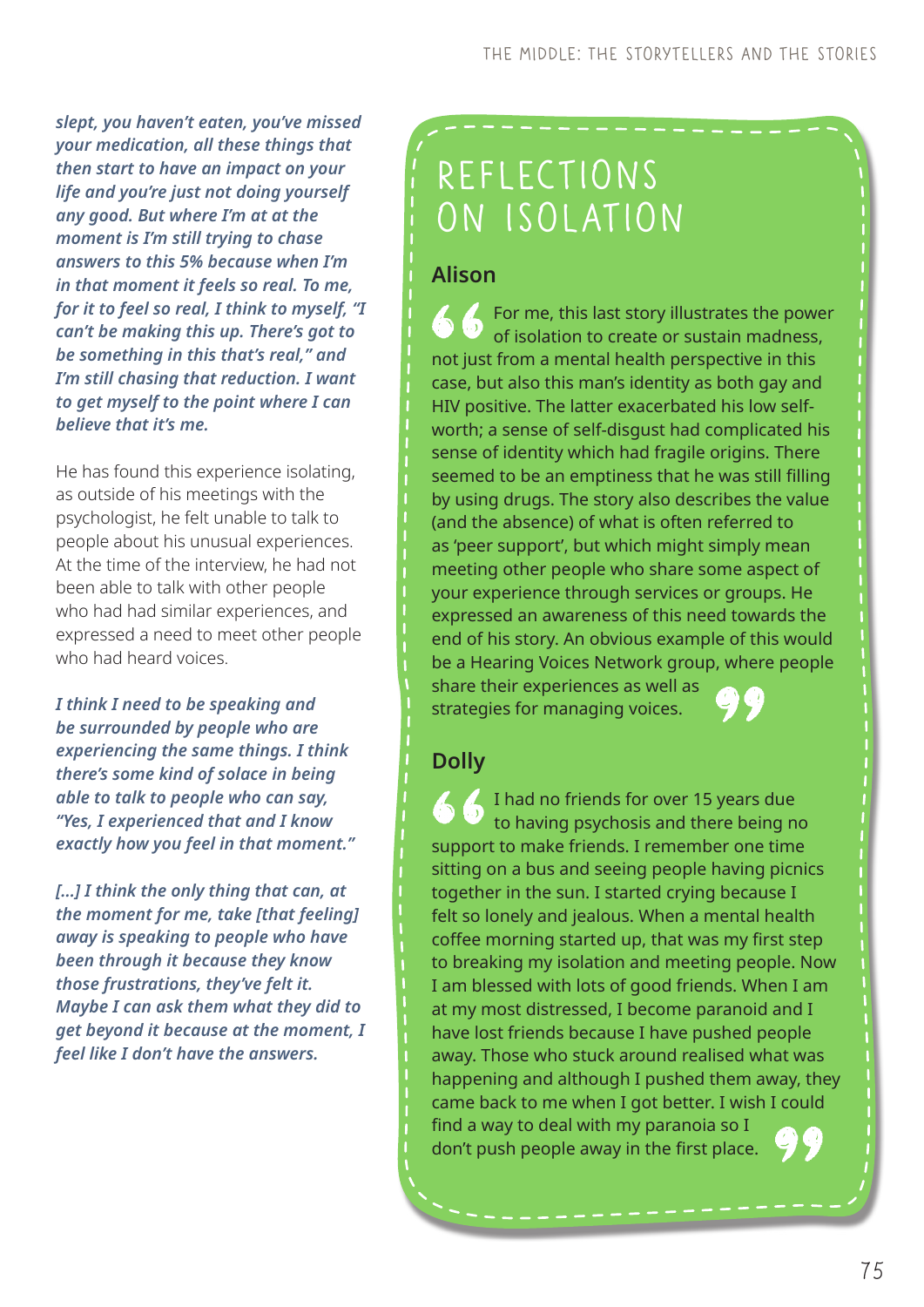*slept, you haven't eaten, you've missed your medication, all these things that then start to have an impact on your life and you're just not doing yourself any good. But where I'm at at the moment is I'm still trying to chase answers to this 5% because when I'm in that moment it feels so real. To me, for it to feel so real, I think to myself, "I can't be making this up. There's got to be something in this that's real," and I'm still chasing that reduction. I want to get myself to the point where I can believe that it's me.*

He has found this experience isolating, as outside of his meetings with the psychologist, he felt unable to talk to people about his unusual experiences. At the time of the interview, he had not been able to talk with other people who had had similar experiences, and expressed a need to meet other people who had heard voices.

*I think I need to be speaking and be surrounded by people who are experiencing the same things. I think there's some kind of solace in being able to talk to people who can say, "Yes, I experienced that and I know exactly how you feel in that moment."*

*[...] I think the only thing that can, at the moment for me, take [that feeling] away is speaking to people who have been through it because they know those frustrations, they've felt it. Maybe I can ask them what they did to get beyond it because at the moment, I feel like I don't have the answers.*

## REFLECTIONS ON ISOLATION

### Alison

"For me, this last story illustrates the power of isolation to create or sustain madness, not just from a mental health perspective in this case, but also this man's identity as both gay and HIV positive. The latter exacerbated his low self-worth; a sense of self-disgust had complicated his sense of identity which had fragile origins. There seemed to be an emptiness that he was still filling by using drugs. The story also describes the value (and the absence) of what is often referred to as 'peer support', but which might simply mean meeting other people who share some aspect of your experience through services or groups. He expressed an awareness of this need towards the end of his story. An obvious example of this would be a Hearing Voices Network group, where people share their experiences as well as strategies for managing voices."

### Dolly

"I had no friends for over 15 years due to having psychosis and there being no support to make friends. I remember one time sitting on a bus and seeing people having picnics together in the sun. I started crying because I felt so lonely and jealous. When a mental health coffee morning started up, that was my first step to breaking my isolation and meeting people. Now I am blessed with lots of good friends. When I am at my most distressed, I become paranoid and I have lost friends because I have pushed people away. Those who stuck around realised what was happening and although I pushed them away, they came back to me when I got better. I wish I could find a way to deal with my paranoia so I don't push people away in the first place."